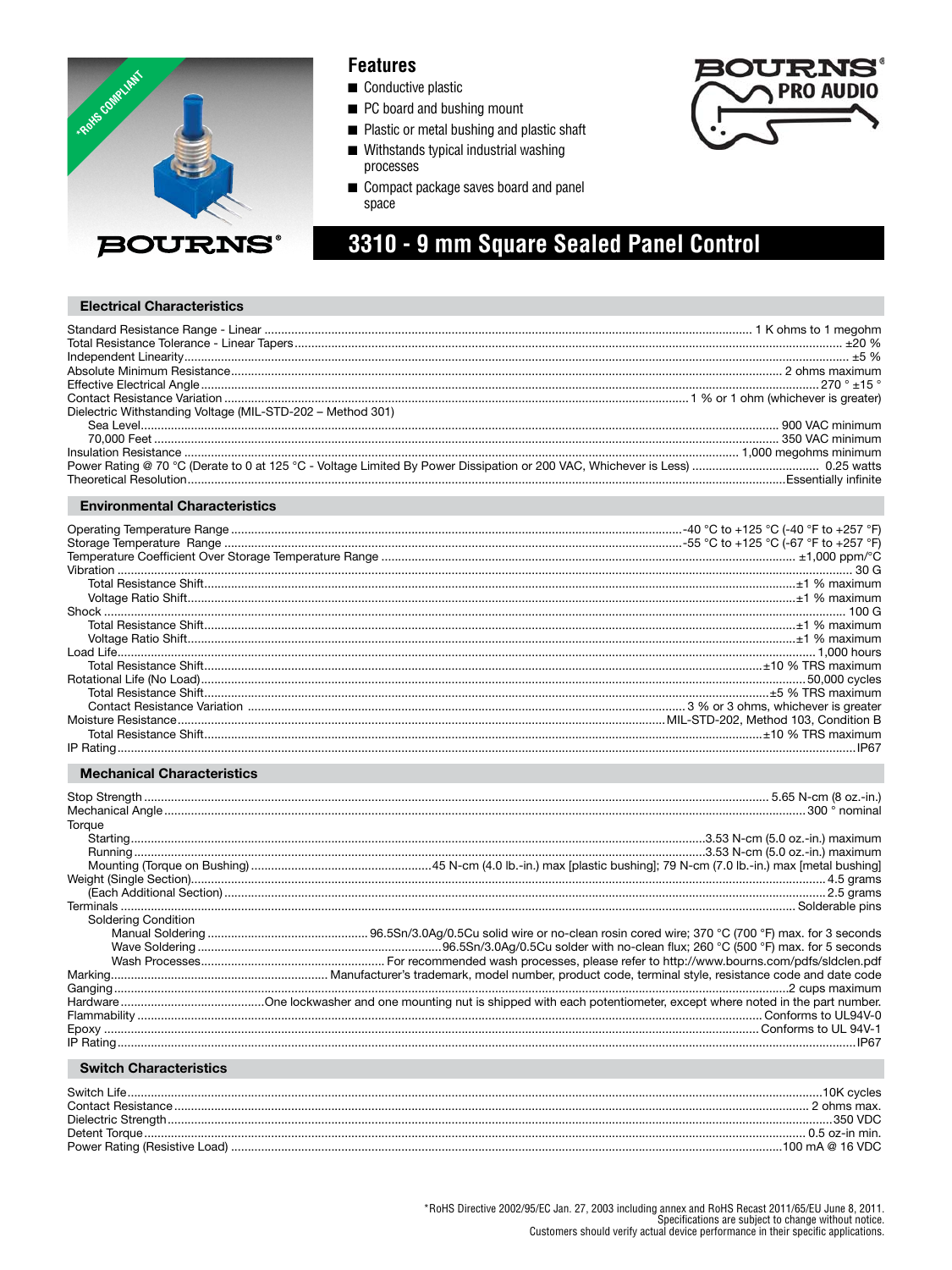*RoHS COMPLIANT

## Features

- Conductive plastic
- PC board and bushing mount
- Plastic or metal bushing and plastic shaft
- Withstands typical industrial washing processes
- Compact package saves board and panel space

# 3310 - 9 mm Square Sealed Panel Control

### Electrical Characteristics

| Parameter | Value |
|---|---|
| Standard Resistance Range - Linear | 1 K ohms to 1 megohm |
| Total Resistance Tolerance - Linear Tapers | ±20 % |
| Independent Linearity | ±5 % |
| Absolute Minimum Resistance | 2 ohms maximum |
| Effective Electrical Angle | 270 ° ±15 ° |
| Contact Resistance Variation | 1 % or 1 ohm (whichever is greater) |
| Dielectric Withstanding Voltage (MIL-STD-202 – Method 301) | |
| Sea Level | 900 VAC minimum |
| 70,000 Feet | 350 VAC minimum |
| Insulation Resistance | 1,000 megohms minimum |
| Power Rating @ 70 °C (Derate to 0 at 125 °C - Voltage Limited By Power Dissipation or 200 VAC, Whichever is Less) | 0.25 watts |
| Theoretical Resolution | Essentially infinite |

### Environmental Characteristics

| Parameter | Value |
|---|---|
| Operating Temperature Range | -40 °C to +125 °C (-40 °F to +257 °F) |
| Storage Temperature Range | -55 °C to +125 °C (-67 °F to +257 °F) |
| Temperature Coefficient Over Storage Temperature Range | ±1,000 ppm/°C |
| Vibration | 30 G |
| Total Resistance Shift | ±1 % maximum |
| Voltage Ratio Shift | ±1 % maximum |
| Shock | 100 G |
| Total Resistance Shift | ±1 % maximum |
| Voltage Ratio Shift | ±1 % maximum |
| Load Life | 1,000 hours |
| Total Resistance Shift | ±10 % TRS maximum |
| Rotational Life (No Load) | 50,000 cycles |
| Total Resistance Shift | ±5 % TRS maximum |
| Contact Resistance Variation | 3 % or 3 ohms, whichever is greater |
| Moisture Resistance | MIL-STD-202, Method 103, Condition B |
| Total Resistance Shift | ±10 % TRS maximum |
| IP Rating | IP67 |

### Mechanical Characteristics

| Parameter | Value |
|---|---|
| Stop Strength | 5.65 N-cm (8 oz.-in.) |
| Mechanical Angle | 300 ° nominal |
| Torque | |
| Starting | 3.53 N-cm (5.0 oz.-in.) maximum |
| Running | 3.53 N-cm (5.0 oz.-in.) maximum |
| Mounting (Torque on Bushing) | 45 N-cm (4.0 lb.-in.) max [plastic bushing]; 79 N-cm (7.0 lb.-in.) max [metal bushing] |
| Weight (Single Section) | 4.5 grams |
| (Each Additional Section) | 2.5 grams |
| Terminals | Solderable pins |
| Soldering Condition | |
| Manual Soldering | 96.5Sn/3.0Ag/0.5Cu solid wire or no-clean rosin cored wire; 370 °C (700 °F) max. for 3 seconds |
| Wave Soldering | 96.5Sn/3.0Ag/0.5Cu solder with no-clean flux; 260 °C (500 °F) max. for 5 seconds |
| Wash Processes | For recommended wash processes, please refer to http://www.bourns.com/pdfs/sldclen.pdf |
| Marking | Manufacturer's trademark, model number, product code, terminal style, resistance code and date code |
| Ganging | 2 cups maximum |
| Hardware | One lockwasher and one mounting nut is shipped with each potentiometer, except where noted in the part number. |
| Flammability | Conforms to UL94V-0 |
| Epoxy | Conforms to UL 94V-1 |
| IP Rating | IP67 |

### Switch Characteristics

| Parameter | Value |
|---|---|
| Switch Life | 10K cycles |
| Contact Resistance | 2 ohms max. |
| Dielectric Strength | 350 VDC |
| Detent Torque | 0.5 oz-in min. |
| Power Rating (Resistive Load) | 100 mA @ 16 VDC |

*RoHS Directive 2002/95/EC Jan. 27, 2003 including annex and RoHS Recast 2011/65/EU June 8, 2011.
Specifications are subject to change without notice.
Customers should verify actual device performance in their specific applications.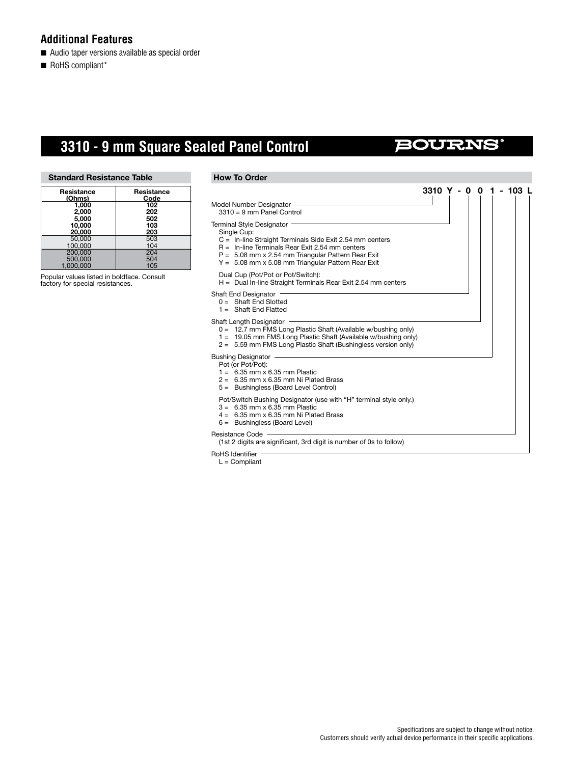## Additional Features

- Audio taper versions available as special order
- RoHS compliant*

# 3310 - 9 mm Square Sealed Panel Control

BOURNS®

### Standard Resistance Table

| Resistance (Ohms) | Resistance Code |
|---|---|
| **1,000** | **102** |
| **2,000** | **202** |
| **5,000** | **502** |
| **10,000** | **103** |
| **20,000** | **203** |
| 50,000 | 503 |
| 100,000 | 104 |
| 200,000 | 204 |
| 500,000 | 504 |
| 1,000,000 | 105 |

Popular values listed in boldface. Consult factory for special resistances.

### How To Order

**3310 Y - 0 0 1 - 103 L**

Model Number Designator
- 3310 = 9 mm Panel Control

Terminal Style Designator
- Single Cup:
  - C = In-line Straight Terminals Side Exit 2.54 mm centers
  - R = In-line Terminals Rear Exit 2.54 mm centers
  - P = 5.08 mm x 2.54 mm Triangular Pattern Rear Exit
  - Y = 5.08 mm x 5.08 mm Triangular Pattern Rear Exit
- Dual Cup (Pot/Pot or Pot/Switch):
  - H = Dual In-line Straight Terminals Rear Exit 2.54 mm centers

Shaft End Designator
- 0 = Shaft End Slotted
- 1 = Shaft End Flatted

Shaft Length Designator
- 0 = 12.7 mm FMS Long Plastic Shaft (Available w/bushing only)
- 1 = 19.05 mm FMS Long Plastic Shaft (Available w/bushing only)
- 2 = 5.59 mm FMS Long Plastic Shaft (Bushingless version only)

Bushing Designator
- Pot (or Pot/Pot):
  - 1 = 6.35 mm x 6.35 mm Plastic
  - 2 = 6.35 mm x 6.35 mm Ni Plated Brass
  - 5 = Bushingless (Board Level Control)
- Pot/Switch Bushing Designator (use with "H" terminal style only.)
  - 3 = 6.35 mm x 6.35 mm Plastic
  - 4 = 6.35 mm x 6.35 mm Ni Plated Brass
  - 6 = Bushingless (Board Level)

Resistance Code
- (1st 2 digits are significant, 3rd digit is number of 0s to follow)

RoHS Identifier
- L = Compliant

Specifications are subject to change without notice.
Customers should verify actual device performance in their specific applications.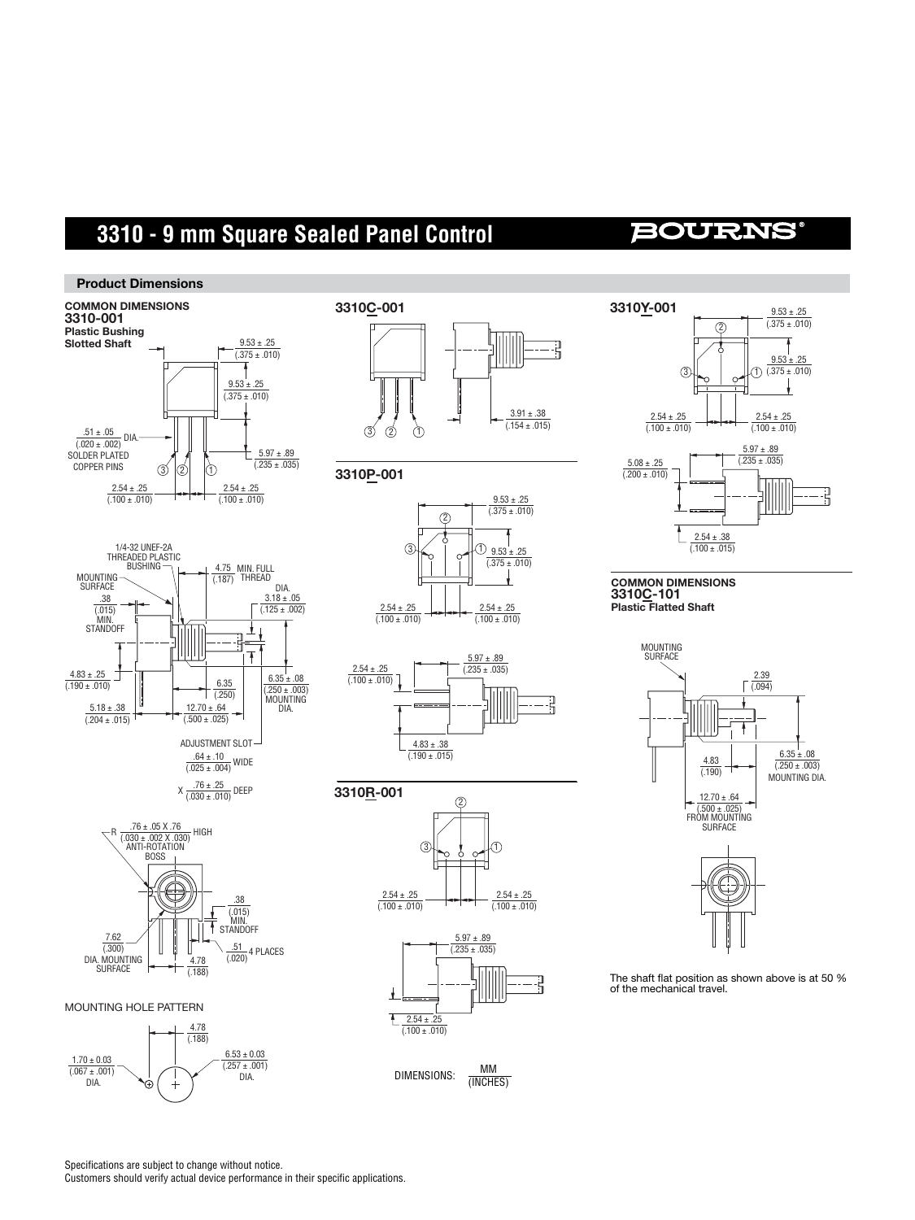# 3310 - 9 mm Square Sealed Panel Control

## Product Dimensions

**COMMON DIMENSIONS**
**3310-001**
**Plastic Bushing**
**Slotted Shaft**

9.53 ± .25 (.375 ± .010)
9.53 ± .25 (.375 ± .010)
.51 ± .05 (.020 ± .002) DIA.
SOLDER PLATED COPPER PINS
5.97 ± .89 (.235 ± .035)
2.54 ± .25 (.100 ± .010)
2.54 ± .25 (.100 ± .010)

1/4-32 UNEF-2A THREADED PLASTIC BUSHING
MOUNTING SURFACE
.38 (.015) MIN. STANDOFF
4.75 (.187) MIN. FULL THREAD
DIA. 3.18 ± .05 (.125 ± .002)
4.83 ± .25 (.190 ± .010)
6.35 (.250)
6.35 ± .08 (.250 ± .003) MOUNTING DIA.
5.18 ± .38 (.204 ± .015)
12.70 ± .64 (.500 ± .025)
ADJUSTMENT SLOT .64 ± .10 (.025 ± .004) WIDE X .76 ± .25 (.030 ± .010) DEEP

R .76 ± .05 X .76 (.030 ± .002 X .030) HIGH ANTI-ROTATION BOSS
.38 (.015) MIN. STANDOFF
7.62 (.300) DIA. MOUNTING SURFACE
.51 (.020) 4 PLACES
4.78 (.188)

MOUNTING HOLE PATTERN

4.78 (.188)
1.70 ± 0.03 (.067 ± .001) DIA.
6.53 ± 0.03 (.257 ± .001) DIA.

**3310C-001**

3.91 ± .38 (.154 ± .015)

**3310P-001**

9.53 ± .25 (.375 ± .010)
9.53 ± .25 (.375 ± .010)
2.54 ± .25 (.100 ± .010)
2.54 ± .25 (.100 ± .010)
5.97 ± .89 (.235 ± .035)
2.54 ± .25 (.100 ± .010)
4.83 ± .38 (.190 ± .015)

**3310R-001**

2.54 ± .25 (.100 ± .010)
2.54 ± .25 (.100 ± .010)
5.97 ± .89 (.235 ± .035)
2.54 ± .25 (.100 ± .010)

DIMENSIONS: MM (INCHES)

**3310Y-001**

9.53 ± .25 (.375 ± .010)
9.53 ± .25 (.375 ± .010)
2.54 ± .25 (.100 ± .010)
2.54 ± .25 (.100 ± .010)
5.97 ± .89 (.235 ± .035)
5.08 ± .25 (.200 ± .010)
2.54 ± .38 (.100 ± .015)

**COMMON DIMENSIONS**
**3310C-101**
**Plastic Flatted Shaft**

MOUNTING SURFACE
2.39 (.094)
4.83 (.190)
6.35 ± .08 (.250 ± .003) MOUNTING DIA.
12.70 ± .64 (.500 ± .025) FROM MOUNTING SURFACE

The shaft flat position as shown above is at 50 % of the mechanical travel.

Specifications are subject to change without notice.
Customers should verify actual device performance in their specific applications.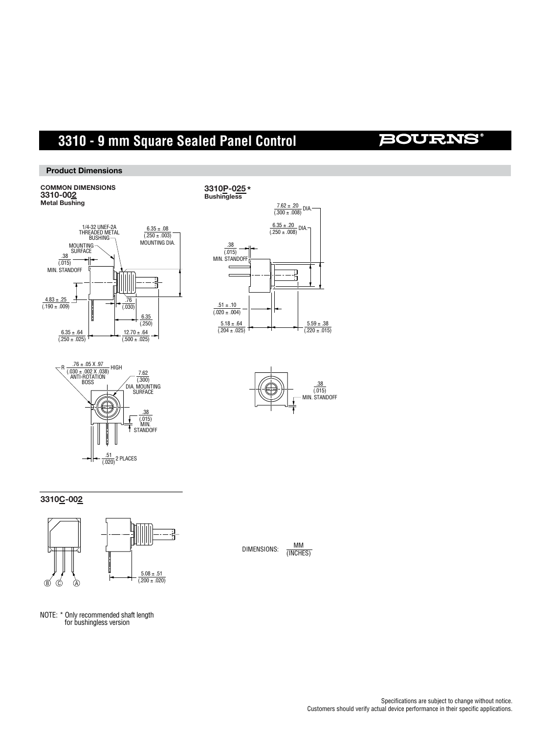# 3310 - 9 mm Square Sealed Panel Control

## Product Dimensions

**COMMON DIMENSIONS**
**3310-002**
**Metal Bushing**

1/4-32 UNEF-2A THREADED METAL BUSHING

6.35 ± .08 (.250 ± .003) MOUNTING DIA.

MOUNTING SURFACE

.38 (.015) MIN. STANDOFF

4.83 ± .25 (.190 ± .009)

.76 (.030)

6.35 (.250)

6.35 ± .64 (.250 ± .025)

12.70 ± .64 (.500 ± .025)

R .76 ± .05 X .97 (.030 ± .002 X .038) HIGH ANTI-ROTATION BOSS

7.62 (.300) DIA. MOUNTING SURFACE

.38 (.015) MIN. STANDOFF

.51 (.020) 2 PLACES

**3310P-025 \***
**Bushingless**

7.62 ± .20 (.300 ± .008) DIA.

6.35 ± .20 (.250 ± .008) DIA.

.38 (.015) MIN. STANDOFF

.51 ± .10 (.020 ± .004)

5.18 ± .64 (.204 ± .025)

5.59 ± .38 (.220 ± .015)

.38 (.015) MIN. STANDOFF

**3310C-002**

B C A

5.08 ± .51 (.200 ± .020)

DIMENSIONS: MM (INCHES)

NOTE: * Only recommended shaft length for bushingless version

Specifications are subject to change without notice.
Customers should verify actual device performance in their specific applications.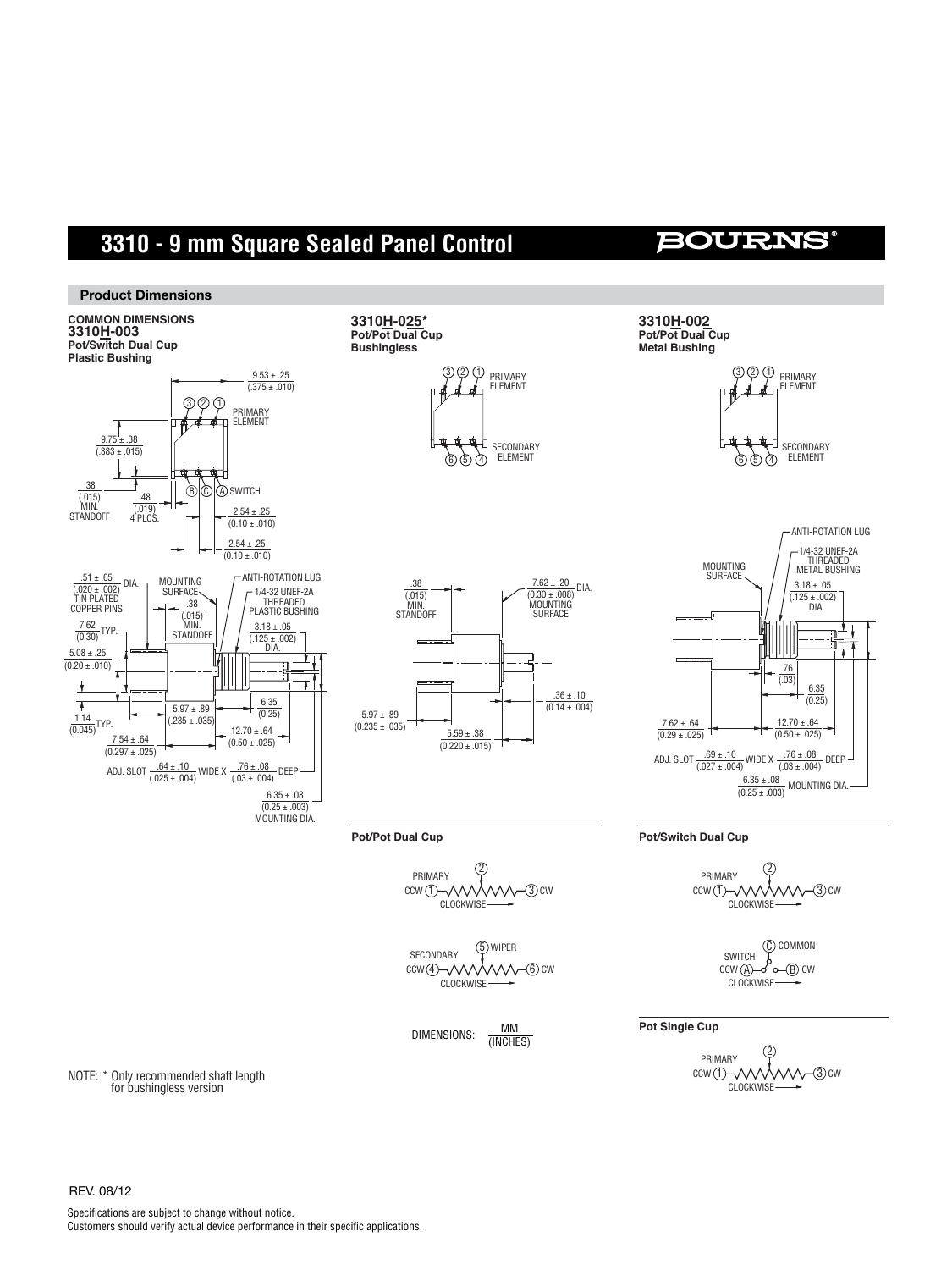# 3310 - 9 mm Square Sealed Panel Control

## Product Dimensions

**COMMON DIMENSIONS**
**3310H-003**
**Pot/Switch Dual Cup**
**Plastic Bushing**

9.53 ± .25
(.375 ± .010)

3 2 1 PRIMARY ELEMENT

9.75 ± .38
(.383 ± .015)

.38
(.015)
MIN.
STANDOFF

.48
(.019)
4 PLCS.

B C A SWITCH

2.54 ± .25
(0.10 ± .010)

2.54 ± .25
(0.10 ± .010)

.51 ± .05
(.020 ± .002) DIA.
TIN PLATED
COPPER PINS

MOUNTING SURFACE

.38
(.015)
MIN.
STANDOFF

ANTI-ROTATION LUG

1/4-32 UNEF-2A THREADED PLASTIC BUSHING

3.18 ± .05
(.125 ± .002)
DIA.

7.62
(0.30) TYP.

5.08 ± .25
(0.20 ± .010)

1.14
(0.045) TYP.

5.97 ± .89
(.235 ± .035)

6.35
(0.25)

12.70 ± .64
(0.50 ± .025)

7.54 ± .64
(0.297 ± .025)

ADJ. SLOT .64 ± .10 (.025 ± .004) WIDE X .76 ± .08 (.03 ± .004) DEEP

6.35 ± .08
(0.25 ± .003)
MOUNTING DIA.

**3310H-025***
**Pot/Pot Dual Cup**
**Bushingless**

3 2 1 PRIMARY ELEMENT

6 5 4 SECONDARY ELEMENT

.38
(.015)
MIN.
STANDOFF

7.62 ± .20
(0.30 ± .008) DIA.
MOUNTING SURFACE

.36 ± .10
(0.14 ± .004)

5.97 ± .89
(0.235 ± .035)

5.59 ± .38
(0.220 ± .015)

**3310H-002**
**Pot/Pot Dual Cup**
**Metal Bushing**

3 2 1 PRIMARY ELEMENT

6 5 4 SECONDARY ELEMENT

ANTI-ROTATION LUG

1/4-32 UNEF-2A THREADED METAL BUSHING

MOUNTING SURFACE

3.18 ± .05
(.125 ± .002)
DIA.

.76
(.03)

6.35
(0.25)

7.62 ± .64
(0.29 ± .025)

12.70 ± .64
(0.50 ± .025)

ADJ. SLOT .69 ± .10 (.027 ± .004) WIDE X .76 ± .08 (.03 ± .004) DEEP

6.35 ± .08
(0.25 ± .003) MOUNTING DIA.

**Pot/Pot Dual Cup**

PRIMARY
CCW 1 — 2 — 3 CW
CLOCKWISE

SECONDARY
CCW 4 — 5 WIPER — 6 CW
CLOCKWISE

DIMENSIONS: MM / (INCHES)

**Pot/Switch Dual Cup**

PRIMARY
CCW 1 — 2 — 3 CW
CLOCKWISE

SWITCH
C COMMON
CCW A — B CW
CLOCKWISE

**Pot Single Cup**

PRIMARY
CCW 1 — 2 — 3 CW
CLOCKWISE

NOTE: * Only recommended shaft length for bushingless version

REV. 08/12

Specifications are subject to change without notice.
Customers should verify actual device performance in their specific applications.